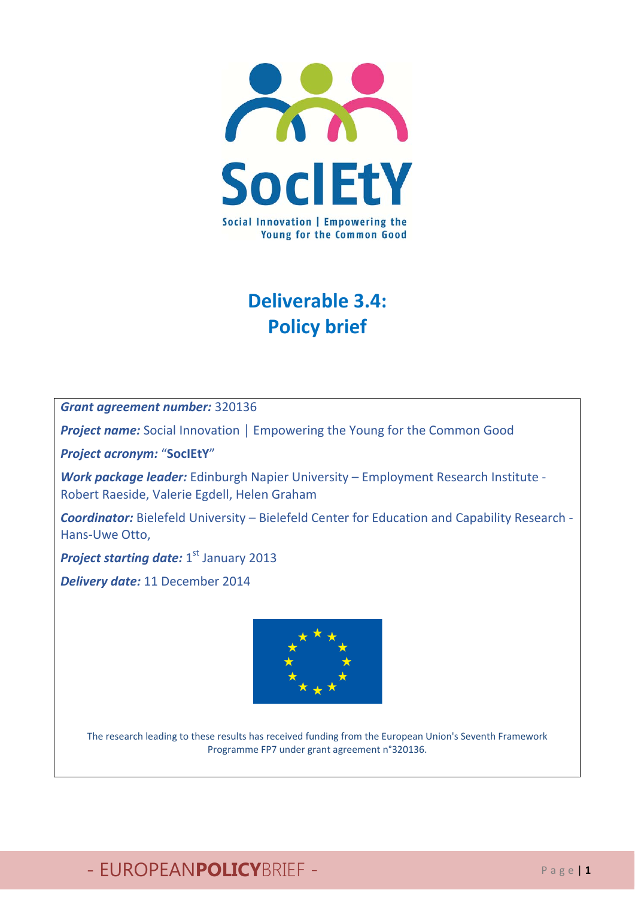SocIEtY

Social Innovation | Empowering the Young for the Common Good

# Deliverable 3.4: Policy brief

***Grant agreement number:*** 320136

***Project name:*** Social Innovation | Empowering the Young for the Common Good

***Project acronym:*** "**SocIEtY**"

***Work package leader:*** Edinburgh Napier University – Employment Research Institute - Robert Raeside, Valerie Egdell, Helen Graham

***Coordinator:*** Bielefeld University – Bielefeld Center for Education and Capability Research - Hans-Uwe Otto,

***Project starting date:*** 1st January 2013

***Delivery date:*** 11 December 2014

The research leading to these results has received funding from the European Union's Seventh Framework Programme FP7 under grant agreement n°320136.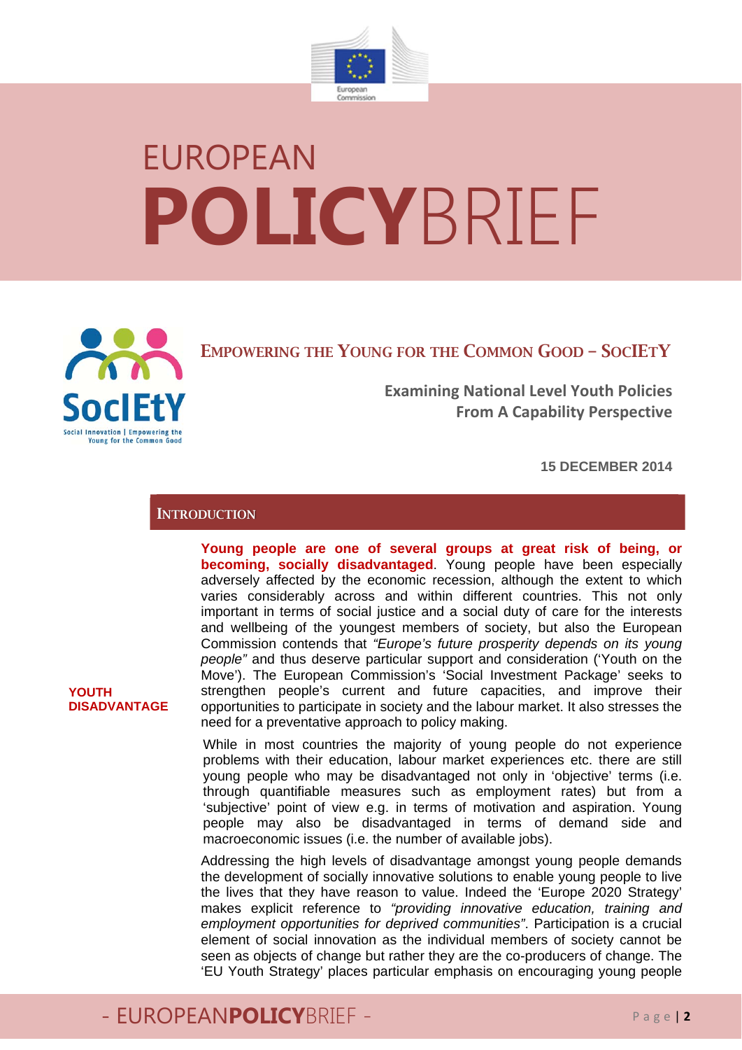# EUROPEAN **POLICY**BRIEF

## EMPOWERING THE YOUNG FOR THE COMMON GOOD – SOCIETY

**Examining National Level Youth Policies From A Capability Perspective**

**15 DECEMBER 2014**

## INTRODUCTION

**YOUTH DISADVANTAGE**

**Young people are one of several groups at great risk of being, or becoming, socially disadvantaged**. Young people have been especially adversely affected by the economic recession, although the extent to which varies considerably across and within different countries. This not only important in terms of social justice and a social duty of care for the interests and wellbeing of the youngest members of society, but also the European Commission contends that *"Europe's future prosperity depends on its young people"* and thus deserve particular support and consideration ('Youth on the Move'). The European Commission's 'Social Investment Package' seeks to strengthen people's current and future capacities, and improve their opportunities to participate in society and the labour market. It also stresses the need for a preventative approach to policy making.

While in most countries the majority of young people do not experience problems with their education, labour market experiences etc. there are still young people who may be disadvantaged not only in 'objective' terms (i.e. through quantifiable measures such as employment rates) but from a 'subjective' point of view e.g. in terms of motivation and aspiration. Young people may also be disadvantaged in terms of demand side and macroeconomic issues (i.e. the number of available jobs).

Addressing the high levels of disadvantage amongst young people demands the development of socially innovative solutions to enable young people to live the lives that they have reason to value. Indeed the 'Europe 2020 Strategy' makes explicit reference to *"providing innovative education, training and employment opportunities for deprived communities"*. Participation is a crucial element of social innovation as the individual members of society cannot be seen as objects of change but rather they are the co-producers of change. The 'EU Youth Strategy' places particular emphasis on encouraging young people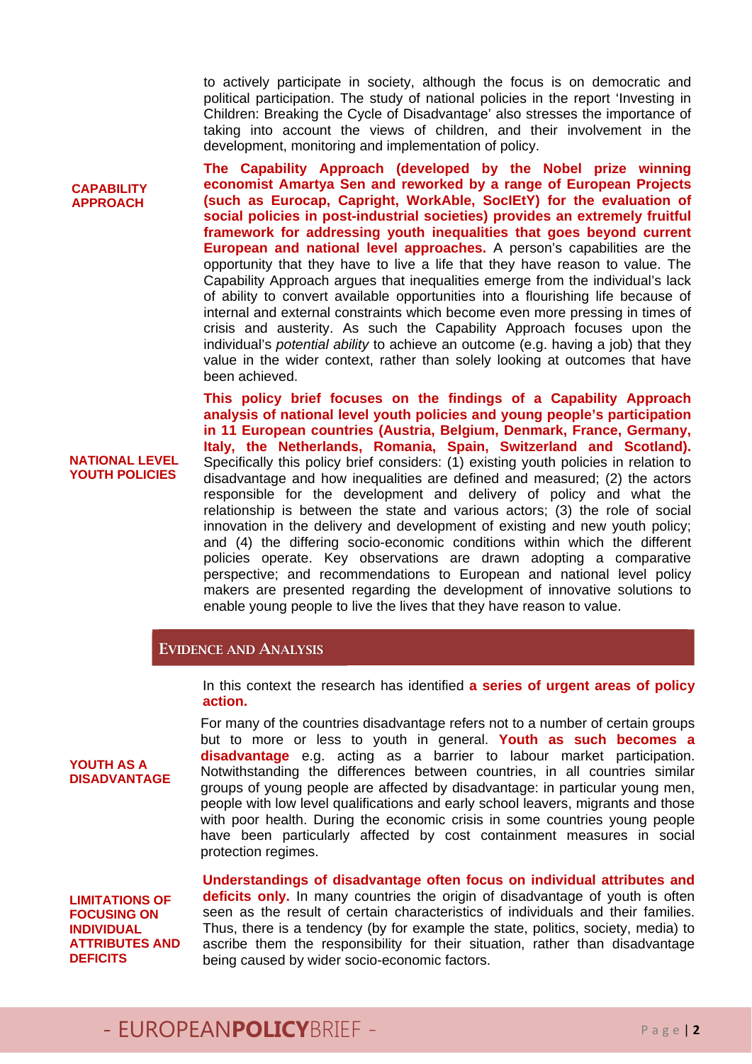to actively participate in society, although the focus is on democratic and political participation. The study of national policies in the report 'Investing in Children: Breaking the Cycle of Disadvantage' also stresses the importance of taking into account the views of children, and their involvement in the development, monitoring and implementation of policy.

**CAPABILITY APPROACH**

**The Capability Approach (developed by the Nobel prize winning economist Amartya Sen and reworked by a range of European Projects (such as Eurocap, Capright, WorkAble, SocIEtY) for the evaluation of social policies in post-industrial societies) provides an extremely fruitful framework for addressing youth inequalities that goes beyond current European and national level approaches.** A person's capabilities are the opportunity that they have to live a life that they have reason to value. The Capability Approach argues that inequalities emerge from the individual's lack of ability to convert available opportunities into a flourishing life because of internal and external constraints which become even more pressing in times of crisis and austerity. As such the Capability Approach focuses upon the individual's *potential ability* to achieve an outcome (e.g. having a job) that they value in the wider context, rather than solely looking at outcomes that have been achieved.

**NATIONAL LEVEL YOUTH POLICIES**

**This policy brief focuses on the findings of a Capability Approach analysis of national level youth policies and young people's participation in 11 European countries (Austria, Belgium, Denmark, France, Germany, Italy, the Netherlands, Romania, Spain, Switzerland and Scotland).** Specifically this policy brief considers: (1) existing youth policies in relation to disadvantage and how inequalities are defined and measured; (2) the actors responsible for the development and delivery of policy and what the relationship is between the state and various actors; (3) the role of social innovation in the delivery and development of existing and new youth policy; and (4) the differing socio-economic conditions within which the different policies operate. Key observations are drawn adopting a comparative perspective; and recommendations to European and national level policy makers are presented regarding the development of innovative solutions to enable young people to live the lives that they have reason to value.

## EVIDENCE AND ANALYSIS

In this context the research has identified **a series of urgent areas of policy action.**

**YOUTH AS A DISADVANTAGE**

For many of the countries disadvantage refers not to a number of certain groups but to more or less to youth in general. **Youth as such becomes a disadvantage** e.g. acting as a barrier to labour market participation. Notwithstanding the differences between countries, in all countries similar groups of young people are affected by disadvantage: in particular young men, people with low level qualifications and early school leavers, migrants and those with poor health. During the economic crisis in some countries young people have been particularly affected by cost containment measures in social protection regimes.

**LIMITATIONS OF FOCUSING ON INDIVIDUAL ATTRIBUTES AND DEFICITS**

**Understandings of disadvantage often focus on individual attributes and deficits only.** In many countries the origin of disadvantage of youth is often seen as the result of certain characteristics of individuals and their families. Thus, there is a tendency (by for example the state, politics, society, media) to ascribe them the responsibility for their situation, rather than disadvantage being caused by wider socio-economic factors.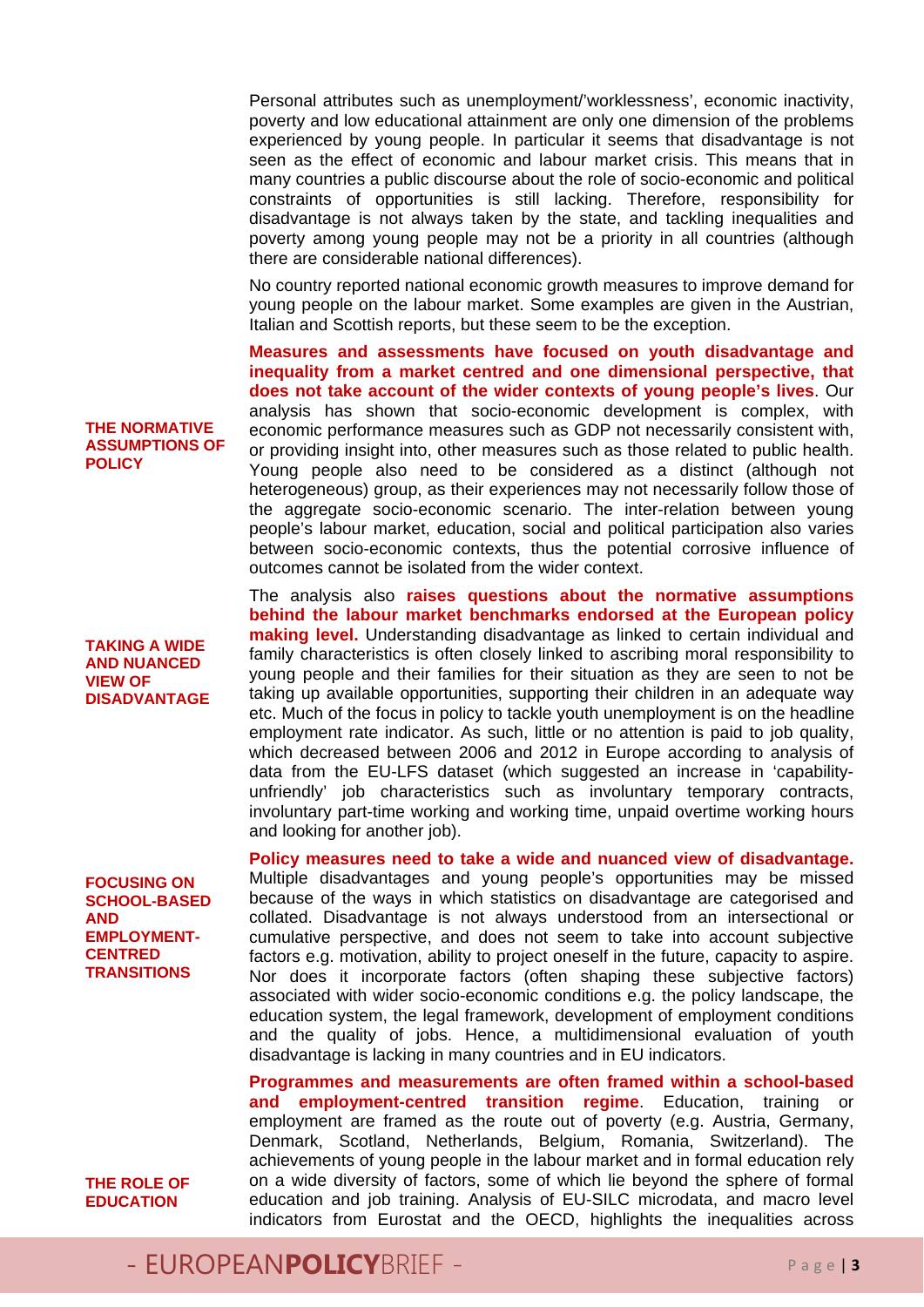Personal attributes such as unemployment/'worklessness', economic inactivity, poverty and low educational attainment are only one dimension of the problems experienced by young people. In particular it seems that disadvantage is not seen as the effect of economic and labour market crisis. This means that in many countries a public discourse about the role of socio-economic and political constraints of opportunities is still lacking. Therefore, responsibility for disadvantage is not always taken by the state, and tackling inequalities and poverty among young people may not be a priority in all countries (although there are considerable national differences).

No country reported national economic growth measures to improve demand for young people on the labour market. Some examples are given in the Austrian, Italian and Scottish reports, but these seem to be the exception.

### THE NORMATIVE ASSUMPTIONS OF POLICY

**Measures and assessments have focused on youth disadvantage and inequality from a market centred and one dimensional perspective, that does not take account of the wider contexts of young people's lives**. Our analysis has shown that socio-economic development is complex, with economic performance measures such as GDP not necessarily consistent with, or providing insight into, other measures such as those related to public health. Young people also need to be considered as a distinct (although not heterogeneous) group, as their experiences may not necessarily follow those of the aggregate socio-economic scenario. The inter-relation between young people's labour market, education, social and political participation also varies between socio-economic contexts, thus the potential corrosive influence of outcomes cannot be isolated from the wider context.

The analysis also **raises questions about the normative assumptions behind the labour market benchmarks endorsed at the European policy making level.** Understanding disadvantage as linked to certain individual and family characteristics is often closely linked to ascribing moral responsibility to young people and their families for their situation as they are seen to not be taking up available opportunities, supporting their children in an adequate way etc. Much of the focus in policy to tackle youth unemployment is on the headline employment rate indicator. As such, little or no attention is paid to job quality, which decreased between 2006 and 2012 in Europe according to analysis of data from the EU-LFS dataset (which suggested an increase in 'capability-unfriendly' job characteristics such as involuntary temporary contracts, involuntary part-time working and working time, unpaid overtime working hours and looking for another job).

### TAKING A WIDE AND NUANCED VIEW OF DISADVANTAGE

**Policy measures need to take a wide and nuanced view of disadvantage.** Multiple disadvantages and young people's opportunities may be missed because of the ways in which statistics on disadvantage are categorised and collated. Disadvantage is not always understood from an intersectional or cumulative perspective, and does not seem to take into account subjective factors e.g. motivation, ability to project oneself in the future, capacity to aspire. Nor does it incorporate factors (often shaping these subjective factors) associated with wider socio-economic conditions e.g. the policy landscape, the education system, the legal framework, development of employment conditions and the quality of jobs. Hence, a multidimensional evaluation of youth disadvantage is lacking in many countries and in EU indicators.

### FOCUSING ON SCHOOL-BASED AND EMPLOYMENT-CENTRED TRANSITIONS

**Programmes and measurements are often framed within a school-based and employment-centred transition regime**. Education, training or employment are framed as the route out of poverty (e.g. Austria, Germany, Denmark, Scotland, Netherlands, Belgium, Romania, Switzerland). The achievements of young people in the labour market and in formal education rely on a wide diversity of factors, some of which lie beyond the sphere of formal education and job training. Analysis of EU-SILC microdata, and macro level indicators from Eurostat and the OECD, highlights the inequalities across

### THE ROLE OF EDUCATION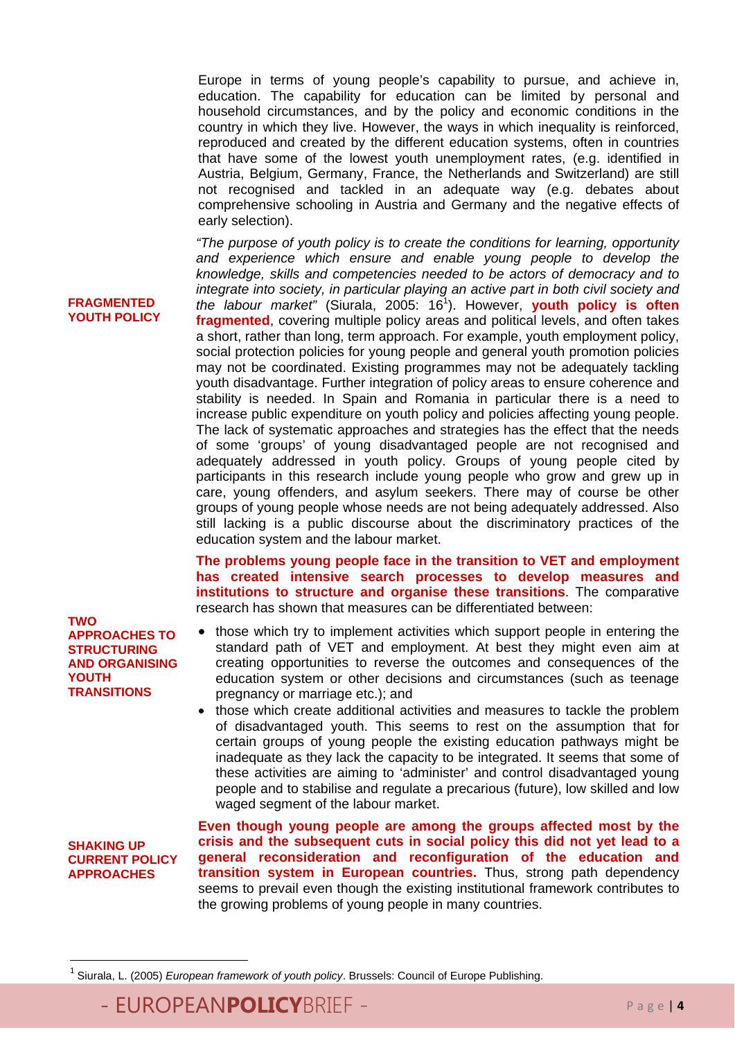Europe in terms of young people's capability to pursue, and achieve in, education. The capability for education can be limited by personal and household circumstances, and by the policy and economic conditions in the country in which they live. However, the ways in which inequality is reinforced, reproduced and created by the different education systems, often in countries that have some of the lowest youth unemployment rates, (e.g. identified in Austria, Belgium, Germany, France, the Netherlands and Switzerland) are still not recognised and tackled in an adequate way (e.g. debates about comprehensive schooling in Austria and Germany and the negative effects of early selection).

**FRAGMENTED YOUTH POLICY**

*"The purpose of youth policy is to create the conditions for learning, opportunity and experience which ensure and enable young people to develop the knowledge, skills and competencies needed to be actors of democracy and to integrate into society, in particular playing an active part in both civil society and the labour market"* (Siurala, 2005: 16[1]). However, **youth policy is often fragmented**, covering multiple policy areas and political levels, and often takes a short, rather than long, term approach. For example, youth employment policy, social protection policies for young people and general youth promotion policies may not be coordinated. Existing programmes may not be adequately tackling youth disadvantage. Further integration of policy areas to ensure coherence and stability is needed. In Spain and Romania in particular there is a need to increase public expenditure on youth policy and policies affecting young people. The lack of systematic approaches and strategies has the effect that the needs of some 'groups' of young disadvantaged people are not recognised and adequately addressed in youth policy. Groups of young people cited by participants in this research include young people who grow and grew up in care, young offenders, and asylum seekers. There may of course be other groups of young people whose needs are not being adequately addressed. Also still lacking is a public discourse about the discriminatory practices of the education system and the labour market.

**TWO APPROACHES TO STRUCTURING AND ORGANISING YOUTH TRANSITIONS**

**The problems young people face in the transition to VET and employment has created intensive search processes to develop measures and institutions to structure and organise these transitions**. The comparative research has shown that measures can be differentiated between:

- those which try to implement activities which support people in entering the standard path of VET and employment. At best they might even aim at creating opportunities to reverse the outcomes and consequences of the education system or other decisions and circumstances (such as teenage pregnancy or marriage etc.); and
- those which create additional activities and measures to tackle the problem of disadvantaged youth. This seems to rest on the assumption that for certain groups of young people the existing education pathways might be inadequate as they lack the capacity to be integrated. It seems that some of these activities are aiming to 'administer' and control disadvantaged young people and to stabilise and regulate a precarious (future), low skilled and low waged segment of the labour market.

**SHAKING UP CURRENT POLICY APPROACHES**

**Even though young people are among the groups affected most by the crisis and the subsequent cuts in social policy this did not yet lead to a general reconsideration and reconfiguration of the education and transition system in European countries.** Thus, strong path dependency seems to prevail even though the existing institutional framework contributes to the growing problems of young people in many countries.

---

[1] Siurala, L. (2005) *European framework of youth policy*. Brussels: Council of Europe Publishing.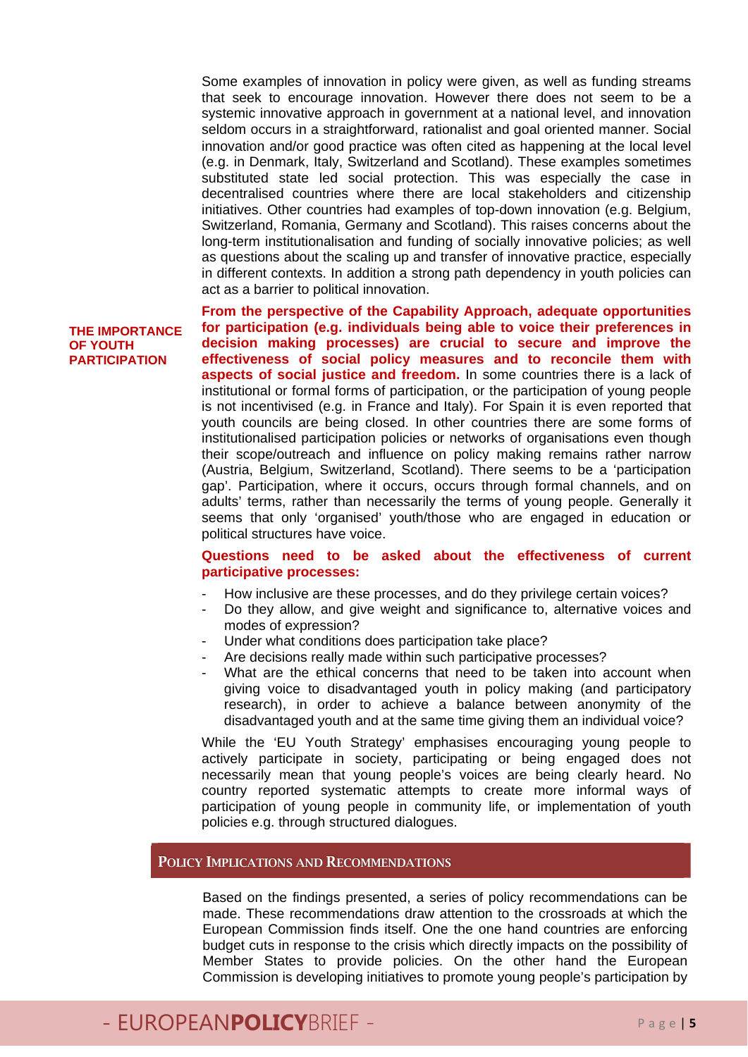Some examples of innovation in policy were given, as well as funding streams that seek to encourage innovation. However there does not seem to be a systemic innovative approach in government at a national level, and innovation seldom occurs in a straightforward, rationalist and goal oriented manner. Social innovation and/or good practice was often cited as happening at the local level (e.g. in Denmark, Italy, Switzerland and Scotland). These examples sometimes substituted state led social protection. This was especially the case in decentralised countries where there are local stakeholders and citizenship initiatives. Other countries had examples of top-down innovation (e.g. Belgium, Switzerland, Romania, Germany and Scotland). This raises concerns about the long-term institutionalisation and funding of socially innovative policies; as well as questions about the scaling up and transfer of innovative practice, especially in different contexts. In addition a strong path dependency in youth policies can act as a barrier to political innovation.

**THE IMPORTANCE OF YOUTH PARTICIPATION**

**From the perspective of the Capability Approach, adequate opportunities for participation (e.g. individuals being able to voice their preferences in decision making processes) are crucial to secure and improve the effectiveness of social policy measures and to reconcile them with aspects of social justice and freedom.** In some countries there is a lack of institutional or formal forms of participation, or the participation of young people is not incentivised (e.g. in France and Italy). For Spain it is even reported that youth councils are being closed. In other countries there are some forms of institutionalised participation policies or networks of organisations even though their scope/outreach and influence on policy making remains rather narrow (Austria, Belgium, Switzerland, Scotland). There seems to be a 'participation gap'. Participation, where it occurs, occurs through formal channels, and on adults' terms, rather than necessarily the terms of young people. Generally it seems that only 'organised' youth/those who are engaged in education or political structures have voice.

**Questions need to be asked about the effectiveness of current participative processes:**

- How inclusive are these processes, and do they privilege certain voices?
- Do they allow, and give weight and significance to, alternative voices and modes of expression?
- Under what conditions does participation take place?
- Are decisions really made within such participative processes?
- What are the ethical concerns that need to be taken into account when giving voice to disadvantaged youth in policy making (and participatory research), in order to achieve a balance between anonymity of the disadvantaged youth and at the same time giving them an individual voice?

While the 'EU Youth Strategy' emphasises encouraging young people to actively participate in society, participating or being engaged does not necessarily mean that young people's voices are being clearly heard. No country reported systematic attempts to create more informal ways of participation of young people in community life, or implementation of youth policies e.g. through structured dialogues.

## Policy Implications and Recommendations

Based on the findings presented, a series of policy recommendations can be made. These recommendations draw attention to the crossroads at which the European Commission finds itself. One the one hand countries are enforcing budget cuts in response to the crisis which directly impacts on the possibility of Member States to provide policies. On the other hand the European Commission is developing initiatives to promote young people's participation by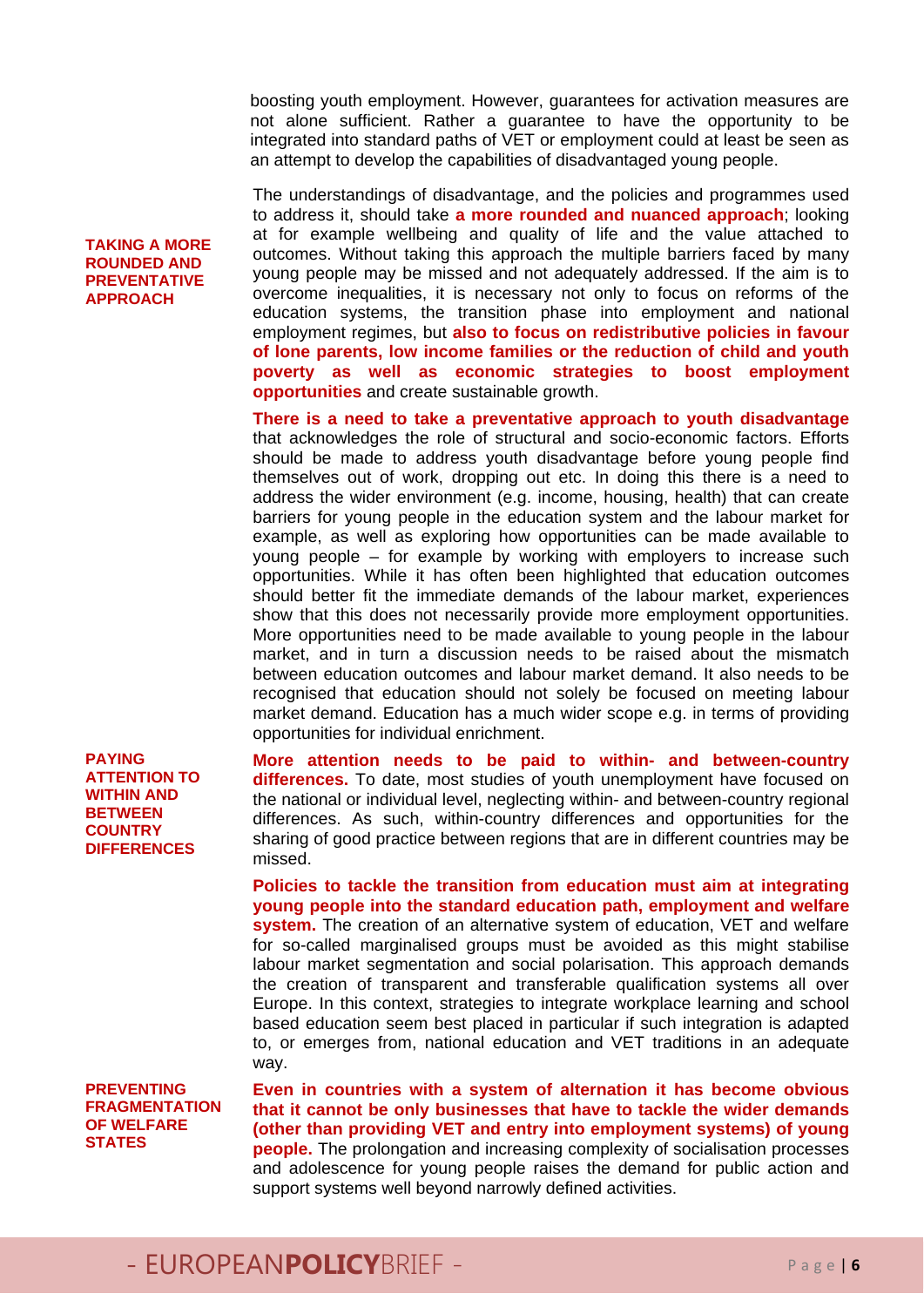boosting youth employment. However, guarantees for activation measures are not alone sufficient. Rather a guarantee to have the opportunity to be integrated into standard paths of VET or employment could at least be seen as an attempt to develop the capabilities of disadvantaged young people.

#### TAKING A MORE ROUNDED AND PREVENTATIVE APPROACH

The understandings of disadvantage, and the policies and programmes used to address it, should take **a more rounded and nuanced approach**; looking at for example wellbeing and quality of life and the value attached to outcomes. Without taking this approach the multiple barriers faced by many young people may be missed and not adequately addressed. If the aim is to overcome inequalities, it is necessary not only to focus on reforms of the education systems, the transition phase into employment and national employment regimes, but **also to focus on redistributive policies in favour of lone parents, low income families or the reduction of child and youth poverty as well as economic strategies to boost employment opportunities** and create sustainable growth.

**There is a need to take a preventative approach to youth disadvantage** that acknowledges the role of structural and socio-economic factors. Efforts should be made to address youth disadvantage before young people find themselves out of work, dropping out etc. In doing this there is a need to address the wider environment (e.g. income, housing, health) that can create barriers for young people in the education system and the labour market for example, as well as exploring how opportunities can be made available to young people – for example by working with employers to increase such opportunities. While it has often been highlighted that education outcomes should better fit the immediate demands of the labour market, experiences show that this does not necessarily provide more employment opportunities. More opportunities need to be made available to young people in the labour market, and in turn a discussion needs to be raised about the mismatch between education outcomes and labour market demand. It also needs to be recognised that education should not solely be focused on meeting labour market demand. Education has a much wider scope e.g. in terms of providing opportunities for individual enrichment.

#### PAYING ATTENTION TO WITHIN AND BETWEEN COUNTRY DIFFERENCES

**More attention needs to be paid to within- and between-country differences.** To date, most studies of youth unemployment have focused on the national or individual level, neglecting within- and between-country regional differences. As such, within-country differences and opportunities for the sharing of good practice between regions that are in different countries may be missed.

**Policies to tackle the transition from education must aim at integrating young people into the standard education path, employment and welfare system.** The creation of an alternative system of education, VET and welfare for so-called marginalised groups must be avoided as this might stabilise labour market segmentation and social polarisation. This approach demands the creation of transparent and transferable qualification systems all over Europe. In this context, strategies to integrate workplace learning and school based education seem best placed in particular if such integration is adapted to, or emerges from, national education and VET traditions in an adequate way.

#### PREVENTING FRAGMENTATION OF WELFARE STATES

**Even in countries with a system of alternation it has become obvious that it cannot be only businesses that have to tackle the wider demands (other than providing VET and entry into employment systems) of young people.** The prolongation and increasing complexity of socialisation processes and adolescence for young people raises the demand for public action and support systems well beyond narrowly defined activities.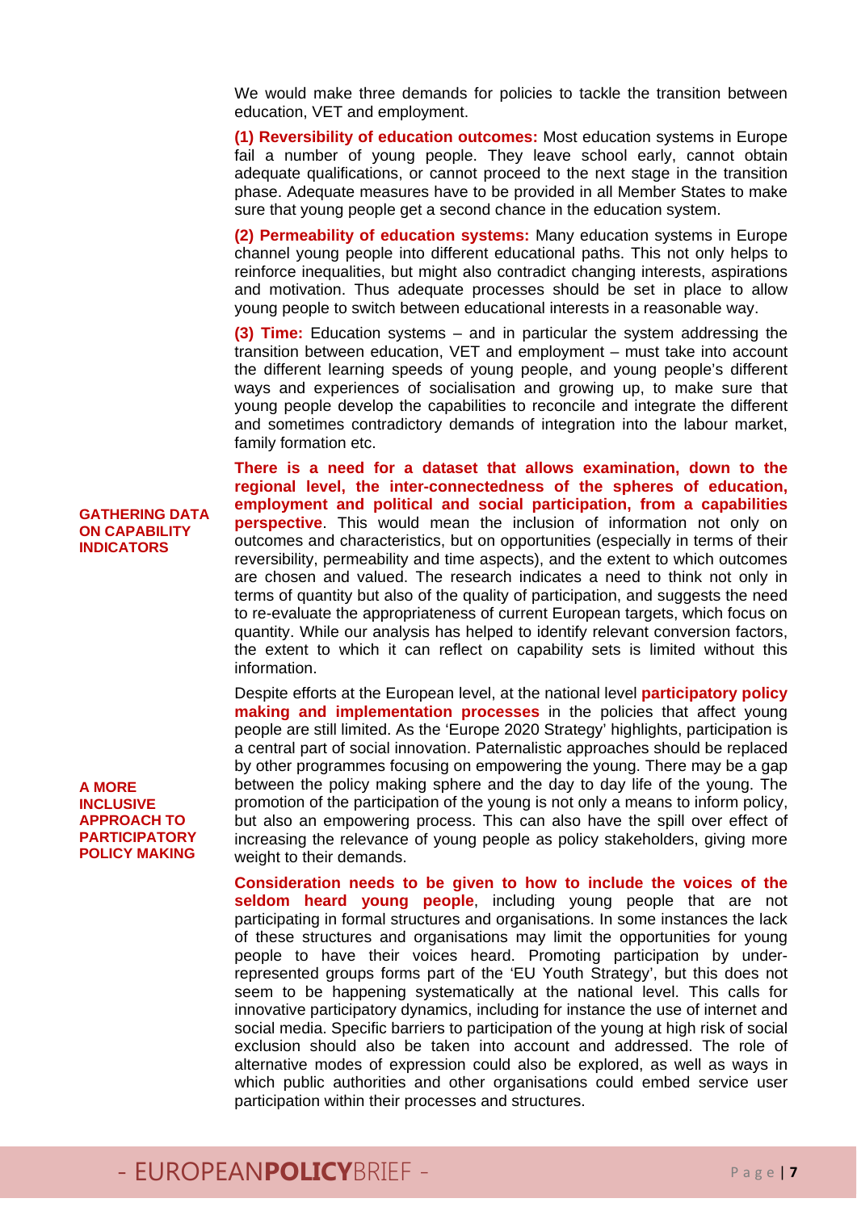We would make three demands for policies to tackle the transition between education, VET and employment.

**(1) Reversibility of education outcomes:** Most education systems in Europe fail a number of young people. They leave school early, cannot obtain adequate qualifications, or cannot proceed to the next stage in the transition phase. Adequate measures have to be provided in all Member States to make sure that young people get a second chance in the education system.

**(2) Permeability of education systems:** Many education systems in Europe channel young people into different educational paths. This not only helps to reinforce inequalities, but might also contradict changing interests, aspirations and motivation. Thus adequate processes should be set in place to allow young people to switch between educational interests in a reasonable way.

**(3) Time:** Education systems – and in particular the system addressing the transition between education, VET and employment – must take into account the different learning speeds of young people, and young people's different ways and experiences of socialisation and growing up, to make sure that young people develop the capabilities to reconcile and integrate the different and sometimes contradictory demands of integration into the labour market, family formation etc.

### GATHERING DATA ON CAPABILITY INDICATORS

**There is a need for a dataset that allows examination, down to the regional level, the inter-connectedness of the spheres of education, employment and political and social participation, from a capabilities perspective**. This would mean the inclusion of information not only on outcomes and characteristics, but on opportunities (especially in terms of their reversibility, permeability and time aspects), and the extent to which outcomes are chosen and valued. The research indicates a need to think not only in terms of quantity but also of the quality of participation, and suggests the need to re-evaluate the appropriateness of current European targets, which focus on quantity. While our analysis has helped to identify relevant conversion factors, the extent to which it can reflect on capability sets is limited without this information.

### A MORE INCLUSIVE APPROACH TO PARTICIPATORY POLICY MAKING

Despite efforts at the European level, at the national level **participatory policy making and implementation processes** in the policies that affect young people are still limited. As the 'Europe 2020 Strategy' highlights, participation is a central part of social innovation. Paternalistic approaches should be replaced by other programmes focusing on empowering the young. There may be a gap between the policy making sphere and the day to day life of the young. The promotion of the participation of the young is not only a means to inform policy, but also an empowering process. This can also have the spill over effect of increasing the relevance of young people as policy stakeholders, giving more weight to their demands.

**Consideration needs to be given to how to include the voices of the seldom heard young people**, including young people that are not participating in formal structures and organisations. In some instances the lack of these structures and organisations may limit the opportunities for young people to have their voices heard. Promoting participation by under-represented groups forms part of the 'EU Youth Strategy', but this does not seem to be happening systematically at the national level. This calls for innovative participatory dynamics, including for instance the use of internet and social media. Specific barriers to participation of the young at high risk of social exclusion should also be taken into account and addressed. The role of alternative modes of expression could also be explored, as well as ways in which public authorities and other organisations could embed service user participation within their processes and structures.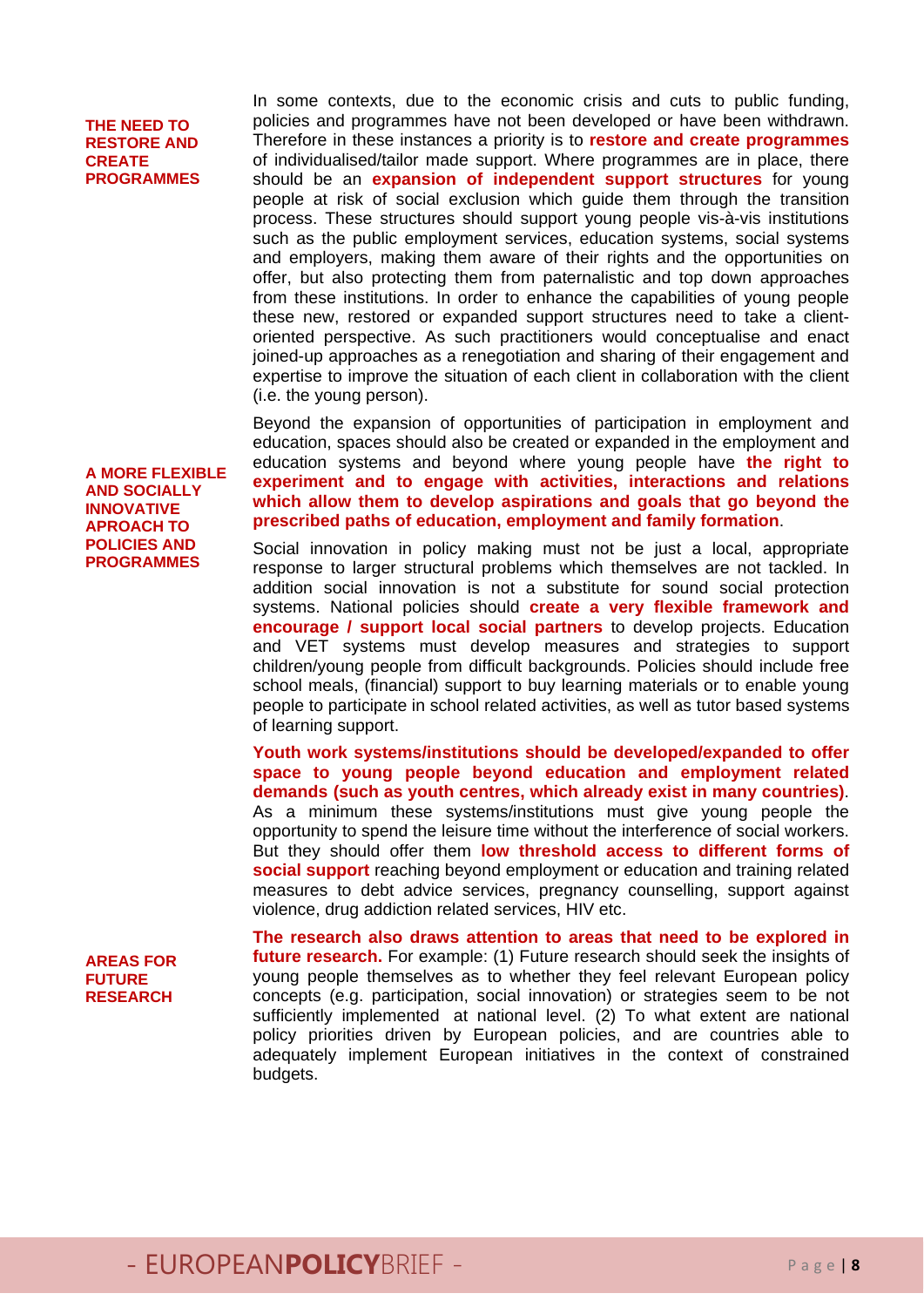**THE NEED TO RESTORE AND CREATE PROGRAMMES**

In some contexts, due to the economic crisis and cuts to public funding, policies and programmes have not been developed or have been withdrawn. Therefore in these instances a priority is to **restore and create programmes** of individualised/tailor made support. Where programmes are in place, there should be an **expansion of independent support structures** for young people at risk of social exclusion which guide them through the transition process. These structures should support young people vis-à-vis institutions such as the public employment services, education systems, social systems and employers, making them aware of their rights and the opportunities on offer, but also protecting them from paternalistic and top down approaches from these institutions. In order to enhance the capabilities of young people these new, restored or expanded support structures need to take a client-oriented perspective. As such practitioners would conceptualise and enact joined-up approaches as a renegotiation and sharing of their engagement and expertise to improve the situation of each client in collaboration with the client (i.e. the young person).

**A MORE FLEXIBLE AND SOCIALLY INNOVATIVE APROACH TO POLICIES AND PROGRAMMES**

Beyond the expansion of opportunities of participation in employment and education, spaces should also be created or expanded in the employment and education systems and beyond where young people have **the right to experiment and to engage with activities, interactions and relations which allow them to develop aspirations and goals that go beyond the prescribed paths of education, employment and family formation**.

Social innovation in policy making must not be just a local, appropriate response to larger structural problems which themselves are not tackled. In addition social innovation is not a substitute for sound social protection systems. National policies should **create a very flexible framework and encourage / support local social partners** to develop projects. Education and VET systems must develop measures and strategies to support children/young people from difficult backgrounds. Policies should include free school meals, (financial) support to buy learning materials or to enable young people to participate in school related activities, as well as tutor based systems of learning support.

**Youth work systems/institutions should be developed/expanded to offer space to young people beyond education and employment related demands (such as youth centres, which already exist in many countries)**. As a minimum these systems/institutions must give young people the opportunity to spend the leisure time without the interference of social workers. But they should offer them **low threshold access to different forms of social support** reaching beyond employment or education and training related measures to debt advice services, pregnancy counselling, support against violence, drug addiction related services, HIV etc.

**AREAS FOR FUTURE RESEARCH**

**The research also draws attention to areas that need to be explored in future research.** For example: (1) Future research should seek the insights of young people themselves as to whether they feel relevant European policy concepts (e.g. participation, social innovation) or strategies seem to be not sufficiently implemented at national level. (2) To what extent are national policy priorities driven by European policies, and are countries able to adequately implement European initiatives in the context of constrained budgets.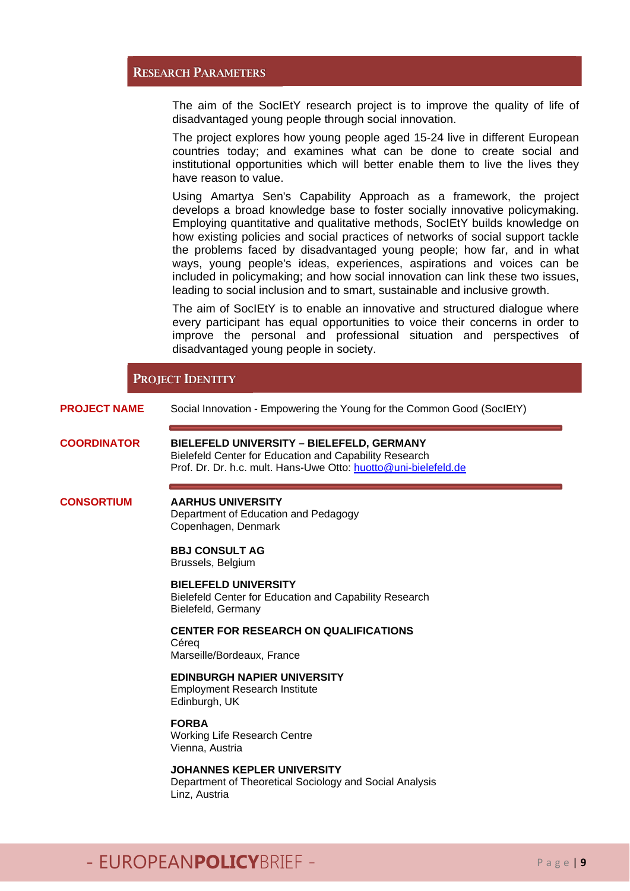## Research Parameters

The aim of the SocIEtY research project is to improve the quality of life of disadvantaged young people through social innovation.

The project explores how young people aged 15-24 live in different European countries today; and examines what can be done to create social and institutional opportunities which will better enable them to live the lives they have reason to value.

Using Amartya Sen's Capability Approach as a framework, the project develops a broad knowledge base to foster socially innovative policymaking. Employing quantitative and qualitative methods, SocIEtY builds knowledge on how existing policies and social practices of networks of social support tackle the problems faced by disadvantaged young people; how far, and in what ways, young people's ideas, experiences, aspirations and voices can be included in policymaking; and how social innovation can link these two issues, leading to social inclusion and to smart, sustainable and inclusive growth.

The aim of SocIEtY is to enable an innovative and structured dialogue where every participant has equal opportunities to voice their concerns in order to improve the personal and professional situation and perspectives of disadvantaged young people in society.

## Project Identity

**PROJECT NAME**

Social Innovation - Empowering the Young for the Common Good (SocIEtY)

**COORDINATOR**

**BIELEFELD UNIVERSITY – BIELEFELD, GERMANY**
Bielefeld Center for Education and Capability Research
Prof. Dr. Dr. h.c. mult. Hans-Uwe Otto: huotto@uni-bielefeld.de

**CONSORTIUM**

**AARHUS UNIVERSITY**
Department of Education and Pedagogy
Copenhagen, Denmark

**BBJ CONSULT AG**
Brussels, Belgium

**BIELEFELD UNIVERSITY**
Bielefeld Center for Education and Capability Research
Bielefeld, Germany

**CENTER FOR RESEARCH ON QUALIFICATIONS**
Céreq
Marseille/Bordeaux, France

**EDINBURGH NAPIER UNIVERSITY**
Employment Research Institute
Edinburgh, UK

**FORBA**
Working Life Research Centre
Vienna, Austria

**JOHANNES KEPLER UNIVERSITY**
Department of Theoretical Sociology and Social Analysis
Linz, Austria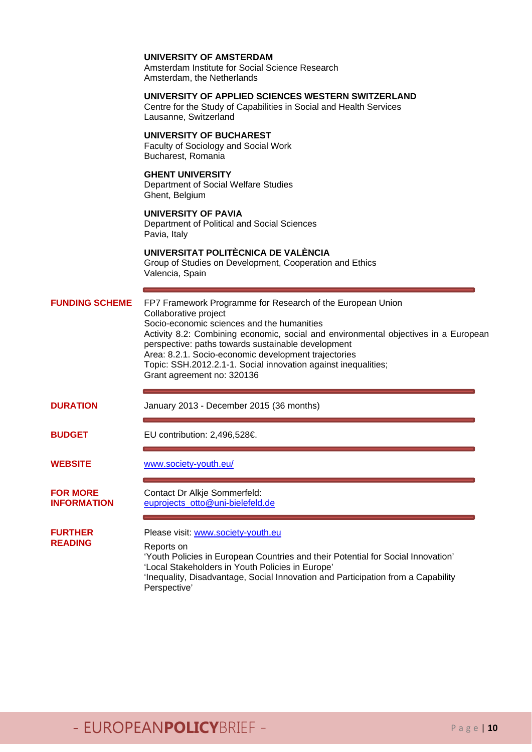**UNIVERSITY OF AMSTERDAM**
Amsterdam Institute for Social Science Research
Amsterdam, the Netherlands

**UNIVERSITY OF APPLIED SCIENCES WESTERN SWITZERLAND**
Centre for the Study of Capabilities in Social and Health Services
Lausanne, Switzerland

**UNIVERSITY OF BUCHAREST**
Faculty of Sociology and Social Work
Bucharest, Romania

**GHENT UNIVERSITY**
Department of Social Welfare Studies
Ghent, Belgium

**UNIVERSITY OF PAVIA**
Department of Political and Social Sciences
Pavia, Italy

**UNIVERSITAT POLITÈCNICA DE VALÈNCIA**
Group of Studies on Development, Cooperation and Ethics
Valencia, Spain

**FUNDING SCHEME**

FP7 Framework Programme for Research of the European Union
Collaborative project
Socio-economic sciences and the humanities
Activity 8.2: Combining economic, social and environmental objectives in a European perspective: paths towards sustainable development
Area: 8.2.1. Socio-economic development trajectories
Topic: SSH.2012.2.1-1. Social innovation against inequalities;
Grant agreement no: 320136

**DURATION**

January 2013 - December 2015 (36 months)

**BUDGET**

EU contribution: 2,496,528€.

**WEBSITE**

www.society-youth.eu/

**FOR MORE INFORMATION**

Contact Dr Alkje Sommerfeld:
euprojects_otto@uni-bielefeld.de

**FURTHER READING**

Please visit: www.society-youth.eu

Reports on
'Youth Policies in European Countries and their Potential for Social Innovation'
'Local Stakeholders in Youth Policies in Europe'
'Inequality, Disadvantage, Social Innovation and Participation from a Capability Perspective'